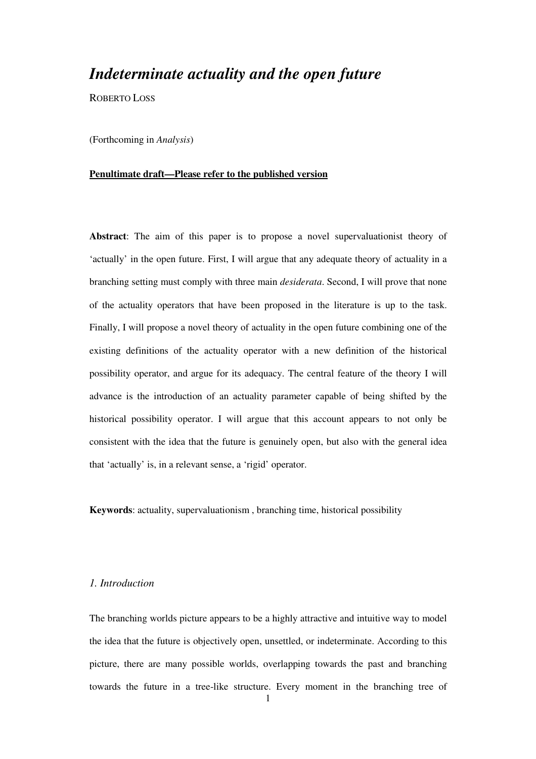# *Indeterminate actuality and the open future*

ROBERTO LOSS

(Forthcoming in *Analysis*)

**Penultimate draft—Please refer to the published version**

**Abstract**: The aim of this paper is to propose a novel supervaluationist theory of 'actually' in the open future. First, I will argue that any adequate theory of actuality in a branching setting must comply with three main *desiderata*. Second, I will prove that none of the actuality operators that have been proposed in the literature is up to the task. Finally, I will propose a novel theory of actuality in the open future combining one of the existing definitions of the actuality operator with a new definition of the historical possibility operator, and argue for its adequacy. The central feature of the theory I will advance is the introduction of an actuality parameter capable of being shifted by the historical possibility operator. I will argue that this account appears to not only be consistent with the idea that the future is genuinely open, but also with the general idea that 'actually' is, in a relevant sense, a 'rigid' operator.

**Keywords**: actuality, supervaluationism , branching time, historical possibility

## *1. Introduction*

The branching worlds picture appears to be a highly attractive and intuitive way to model the idea that the future is objectively open, unsettled, or indeterminate. According to this picture, there are many possible worlds, overlapping towards the past and branching towards the future in a tree-like structure. Every moment in the branching tree of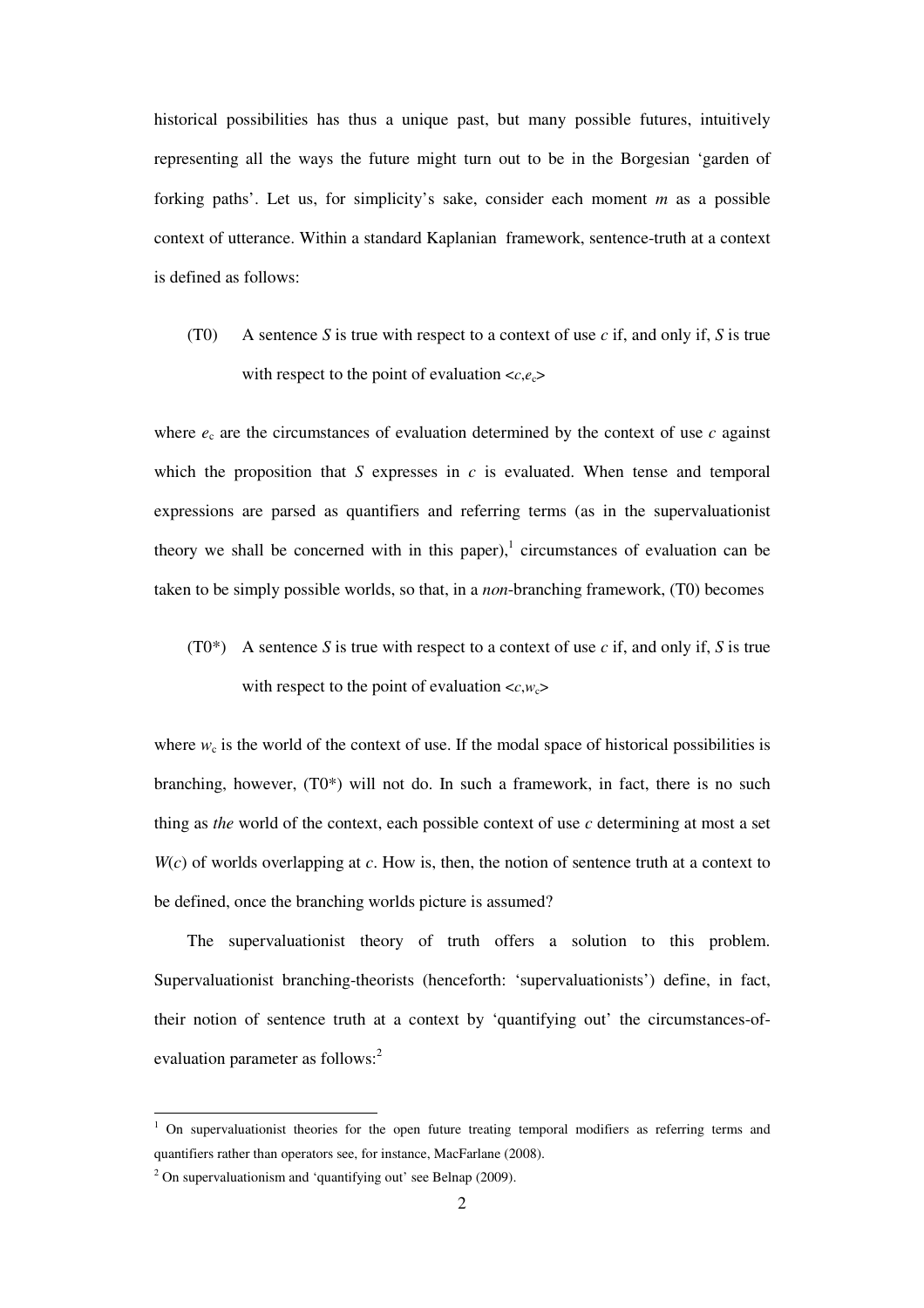historical possibilities has thus a unique past, but many possible futures, intuitively representing all the ways the future might turn out to be in the Borgesian 'garden of forking paths'. Let us, for simplicity's sake, consider each moment $m$ as a possible context of utterance. Within a standard Kaplanian framework, sentence-truth at a context is defined as follows:

(T0) A sentence $S$ is true with respect to a context of use $c$ if, and only if, $S$ is true with respect to the point of evaluation $<c,e_c>$

where $e_c$ are the circumstances of evaluation determined by the context of use $c$ against which the proposition that $S$ expresses in $c$ is evaluated. When tense and temporal expressions are parsed as quantifiers and referring terms (as in the supervaluationist theory we shall be concerned with in this paper),[1] circumstances of evaluation can be taken to be simply possible worlds, so that, in a *non*-branching framework, (T0) becomes

(T0*) A sentence $S$ is true with respect to a context of use $c$ if, and only if, $S$ is true with respect to the point of evaluation $<c,w_c>$

where $w_c$ is the world of the context of use. If the modal space of historical possibilities is branching, however, (T0*) will not do. In such a framework, in fact, there is no such thing as *the* world of the context, each possible context of use $c$ determining at most a set $W(c)$ of worlds overlapping at $c$. How is, then, the notion of sentence truth at a context to be defined, once the branching worlds picture is assumed?

The supervaluationist theory of truth offers a solution to this problem. Supervaluationist branching-theorists (henceforth: 'supervaluationists') define, in fact, their notion of sentence truth at a context by 'quantifying out' the circumstances-of-evaluation parameter as follows:[2]

[1] On supervaluationist theories for the open future treating temporal modifiers as referring terms and quantifiers rather than operators see, for instance, MacFarlane (2008).

[2] On supervaluationism and 'quantifying out' see Belnap (2009).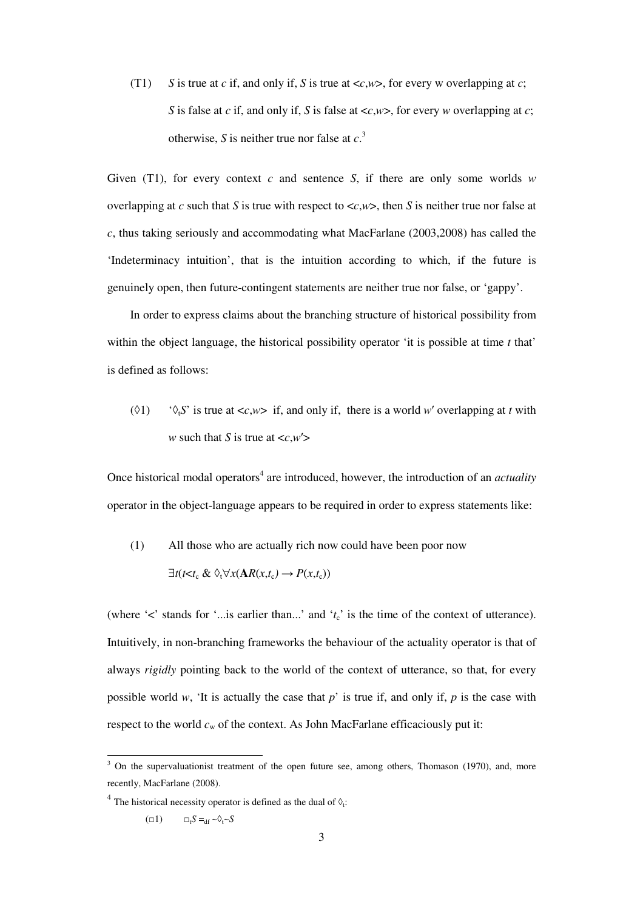(T1) *S* is true at *c* if, and only if, *S* is true at $<c,w>$, for every w overlapping at *c*; *S* is false at *c* if, and only if, *S* is false at $<c,w>$, for every *w* overlapping at *c*; otherwise, *S* is neither true nor false at *c*.[3]

Given (T1), for every context *c* and sentence *S*, if there are only some worlds *w* overlapping at *c* such that *S* is true with respect to $<c,w>$, then *S* is neither true nor false at *c*, thus taking seriously and accommodating what MacFarlane (2003,2008) has called the 'Indeterminacy intuition', that is the intuition according to which, if the future is genuinely open, then future-contingent statements are neither true nor false, or 'gappy'.

In order to express claims about the branching structure of historical possibility from within the object language, the historical possibility operator 'it is possible at time *t* that' is defined as follows:

(◊1) '$\Diamond_t S$' is true at $<c,w>$ if, and only if, there is a world $w'$ overlapping at *t* with *w* such that *S* is true at $<c,w'>$

Once historical modal operators[4] are introduced, however, the introduction of an *actuality* operator in the object-language appears to be required in order to express statements like:

(1) All those who are actually rich now could have been poor now

$$\exists t(t<t_c \;\&\; \Diamond_t \forall x(\mathbf{A}R(x,t_c) \rightarrow P(x,t_c)))$$

(where '<' stands for '...is earlier than...' and '$t_c$' is the time of the context of utterance). Intuitively, in non-branching frameworks the behaviour of the actuality operator is that of always *rigidly* pointing back to the world of the context of utterance, so that, for every possible world *w*, 'It is actually the case that *p*' is true if, and only if, *p* is the case with respect to the world $c_w$ of the context. As John MacFarlane efficaciously put it:

---

[3] On the supervaluationist treatment of the open future see, among others, Thomason (1970), and, more recently, MacFarlane (2008).

[4] The historical necessity operator is defined as the dual of $\Diamond_t$:

(□1) $\Box_t S =_{df} \sim\Diamond_t\sim S$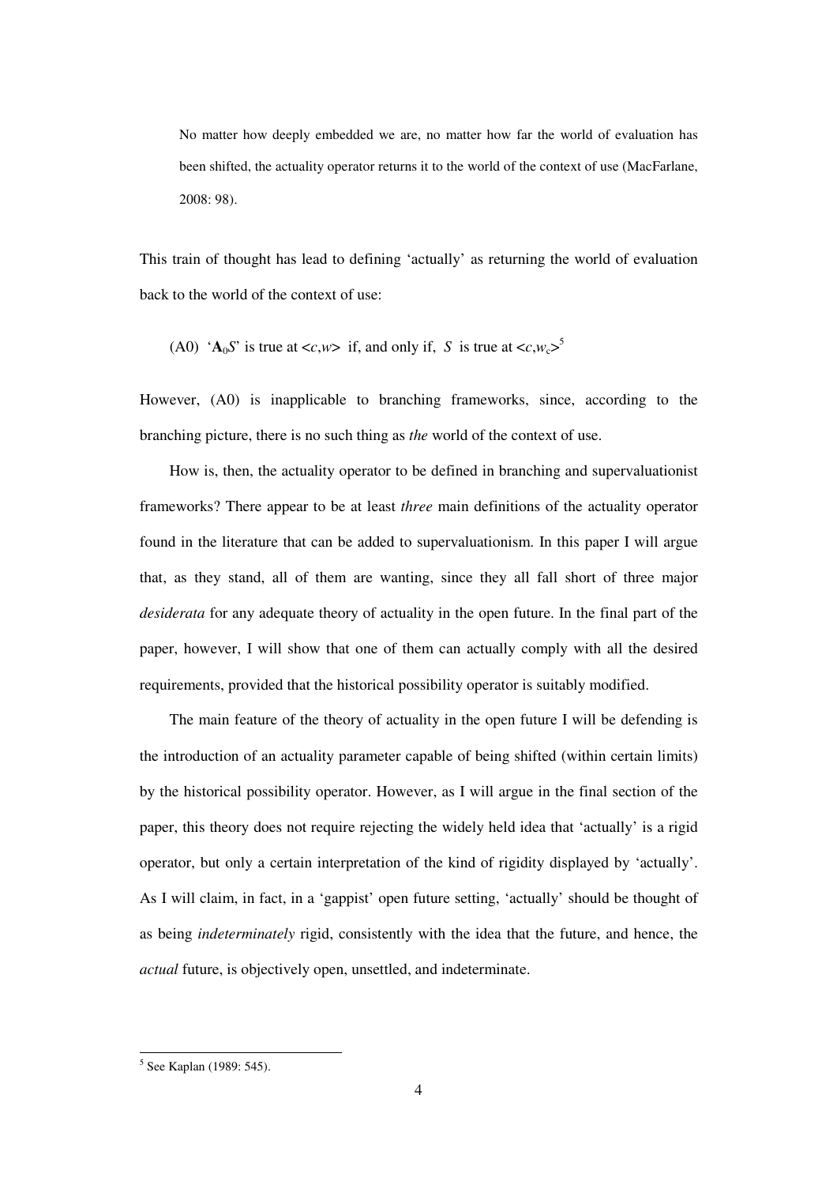> No matter how deeply embedded we are, no matter how far the world of evaluation has been shifted, the actuality operator returns it to the world of the context of use (MacFarlane, 2008: 98).

This train of thought has lead to defining 'actually' as returning the world of evaluation back to the world of the context of use:

(A0) '$\mathbf{A}_0 S$' is true at $<c,w>$ if, and only if, $S$ is true at $<c,w_c>$[5]

However, (A0) is inapplicable to branching frameworks, since, according to the branching picture, there is no such thing as *the* world of the context of use.

How is, then, the actuality operator to be defined in branching and supervaluationist frameworks? There appear to be at least *three* main definitions of the actuality operator found in the literature that can be added to supervaluationism. In this paper I will argue that, as they stand, all of them are wanting, since they all fall short of three major *desiderata* for any adequate theory of actuality in the open future. In the final part of the paper, however, I will show that one of them can actually comply with all the desired requirements, provided that the historical possibility operator is suitably modified.

The main feature of the theory of actuality in the open future I will be defending is the introduction of an actuality parameter capable of being shifted (within certain limits) by the historical possibility operator. However, as I will argue in the final section of the paper, this theory does not require rejecting the widely held idea that 'actually' is a rigid operator, but only a certain interpretation of the kind of rigidity displayed by 'actually'. As I will claim, in fact, in a 'gappist' open future setting, 'actually' should be thought of as being *indeterminately* rigid, consistently with the idea that the future, and hence, the *actual* future, is objectively open, unsettled, and indeterminate.

[5] See Kaplan (1989: 545).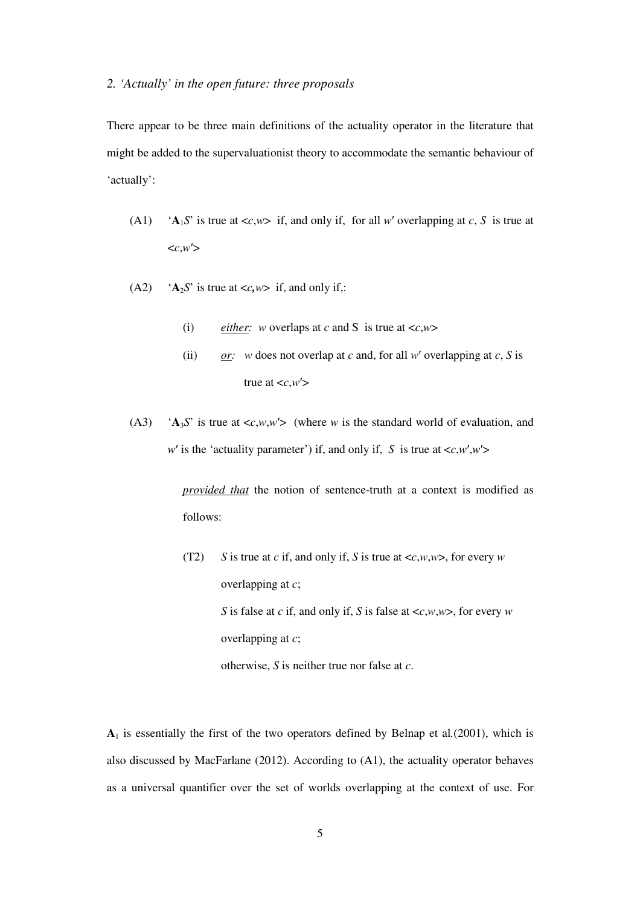*2. 'Actually' in the open future: three proposals*

There appear to be three main definitions of the actuality operator in the literature that might be added to the supervaluationist theory to accommodate the semantic behaviour of 'actually':

(A1) '$\mathbf{A}_1S$' is true at $<c,w>$ if, and only if, for all $w'$ overlapping at $c$, $S$ is true at $<c,w'>$

(A2) '$\mathbf{A}_2S$' is true at $<c,w>$ if, and only if,:

(i) *<u>either</u>:* $w$ overlaps at $c$ and S is true at $<c,w>$

(ii) *<u>or</u>:* $w$ does not overlap at $c$ and, for all $w'$ overlapping at $c$, $S$ is true at $<c,w'>$

(A3) '$\mathbf{A}_3S$' is true at $<c,w,w'>$ (where $w$ is the standard world of evaluation, and $w'$ is the 'actuality parameter') if, and only if, $S$ is true at $<c,w',w'>$

*<u>provided that</u>* the notion of sentence-truth at a context is modified as follows:

(T2) $S$ is true at $c$ if, and only if, $S$ is true at $<c,w,w>$, for every $w$ overlapping at $c$;
$S$ is false at $c$ if, and only if, $S$ is false at $<c,w,w>$, for every $w$ overlapping at $c$;
otherwise, $S$ is neither true nor false at $c$.

$\mathbf{A}_1$ is essentially the first of the two operators defined by Belnap et al.(2001), which is also discussed by MacFarlane (2012). According to (A1), the actuality operator behaves as a universal quantifier over the set of worlds overlapping at the context of use. For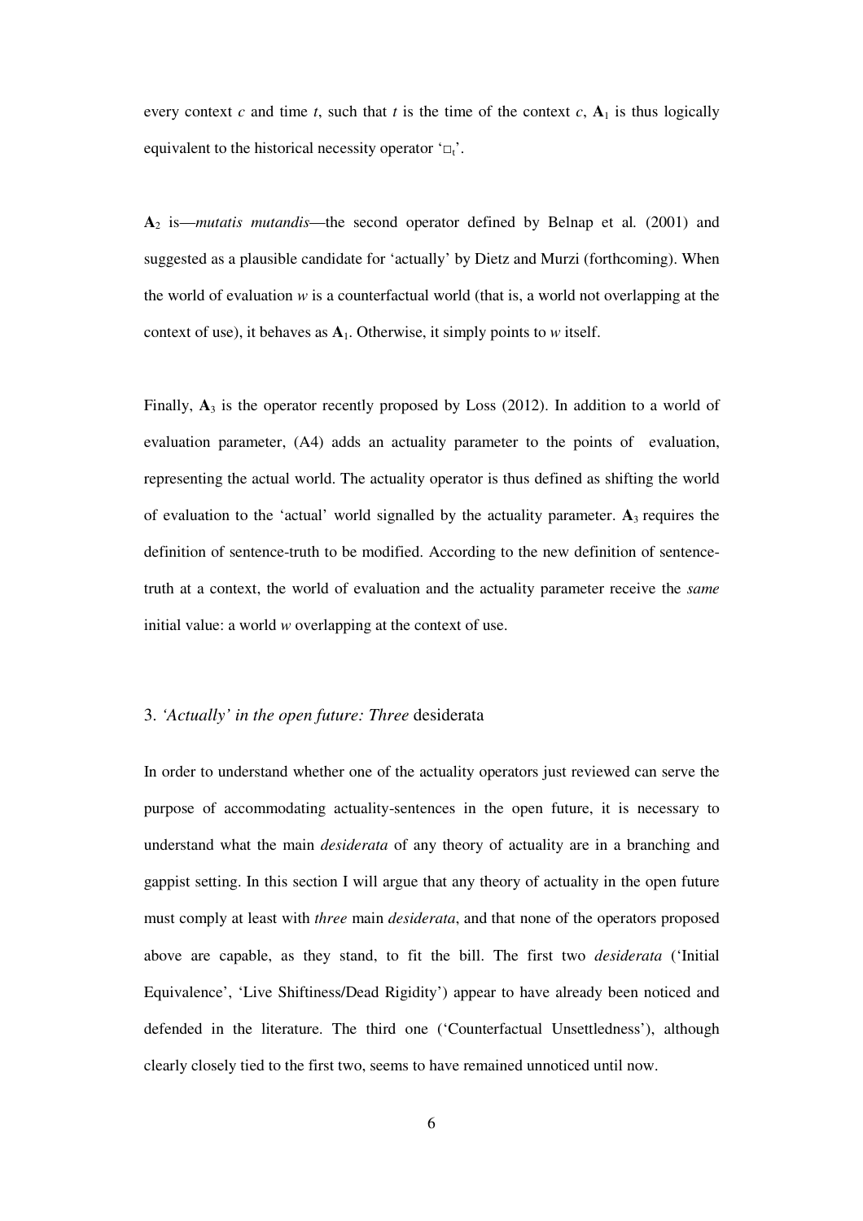every context $c$ and time $t$, such that $t$ is the time of the context $c$, $\mathbf{A}_1$ is thus logically equivalent to the historical necessity operator '$\Box_t$'.

$\mathbf{A}_2$ is—*mutatis mutandis*—the second operator defined by Belnap et al. (2001) and suggested as a plausible candidate for 'actually' by Dietz and Murzi (forthcoming). When the world of evaluation $w$ is a counterfactual world (that is, a world not overlapping at the context of use), it behaves as $\mathbf{A}_1$. Otherwise, it simply points to $w$ itself.

Finally, $\mathbf{A}_3$ is the operator recently proposed by Loss (2012). In addition to a world of evaluation parameter, (A4) adds an actuality parameter to the points of evaluation, representing the actual world. The actuality operator is thus defined as shifting the world of evaluation to the 'actual' world signalled by the actuality parameter. $\mathbf{A}_3$ requires the definition of sentence-truth to be modified. According to the new definition of sentence-truth at a context, the world of evaluation and the actuality parameter receive the *same* initial value: a world $w$ overlapping at the context of use.

## 3. *'Actually' in the open future: Three* desiderata

In order to understand whether one of the actuality operators just reviewed can serve the purpose of accommodating actuality-sentences in the open future, it is necessary to understand what the main *desiderata* of any theory of actuality are in a branching and gappist setting. In this section I will argue that any theory of actuality in the open future must comply at least with *three* main *desiderata*, and that none of the operators proposed above are capable, as they stand, to fit the bill. The first two *desiderata* ('Initial Equivalence', 'Live Shiftiness/Dead Rigidity') appear to have already been noticed and defended in the literature. The third one ('Counterfactual Unsettledness'), although clearly closely tied to the first two, seems to have remained unnoticed until now.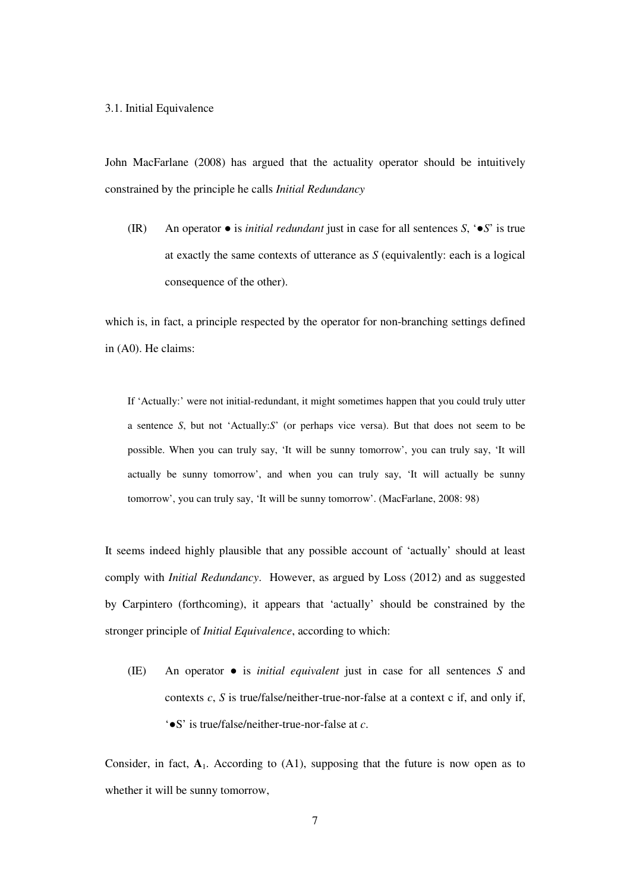### 3.1. Initial Equivalence

John MacFarlane (2008) has argued that the actuality operator should be intuitively constrained by the principle he calls *Initial Redundancy*

> (IR) An operator ● is *initial redundant* just in case for all sentences *S*, '●*S*' is true at exactly the same contexts of utterance as *S* (equivalently: each is a logical consequence of the other).

which is, in fact, a principle respected by the operator for non-branching settings defined in (A0). He claims:

> If 'Actually:' were not initial-redundant, it might sometimes happen that you could truly utter a sentence *S*, but not 'Actually:*S*' (or perhaps vice versa). But that does not seem to be possible. When you can truly say, 'It will be sunny tomorrow', you can truly say, 'It will actually be sunny tomorrow', and when you can truly say, 'It will actually be sunny tomorrow', you can truly say, 'It will be sunny tomorrow'. (MacFarlane, 2008: 98)

It seems indeed highly plausible that any possible account of 'actually' should at least comply with *Initial Redundancy*. However, as argued by Loss (2012) and as suggested by Carpintero (forthcoming), it appears that 'actually' should be constrained by the stronger principle of *Initial Equivalence*, according to which:

> (IE) An operator ● is *initial equivalent* just in case for all sentences *S* and contexts *c*, *S* is true/false/neither-true-nor-false at a context c if, and only if, '●S' is true/false/neither-true-nor-false at *c*.

Consider, in fact, $\mathbf{A}_1$. According to (A1), supposing that the future is now open as to whether it will be sunny tomorrow,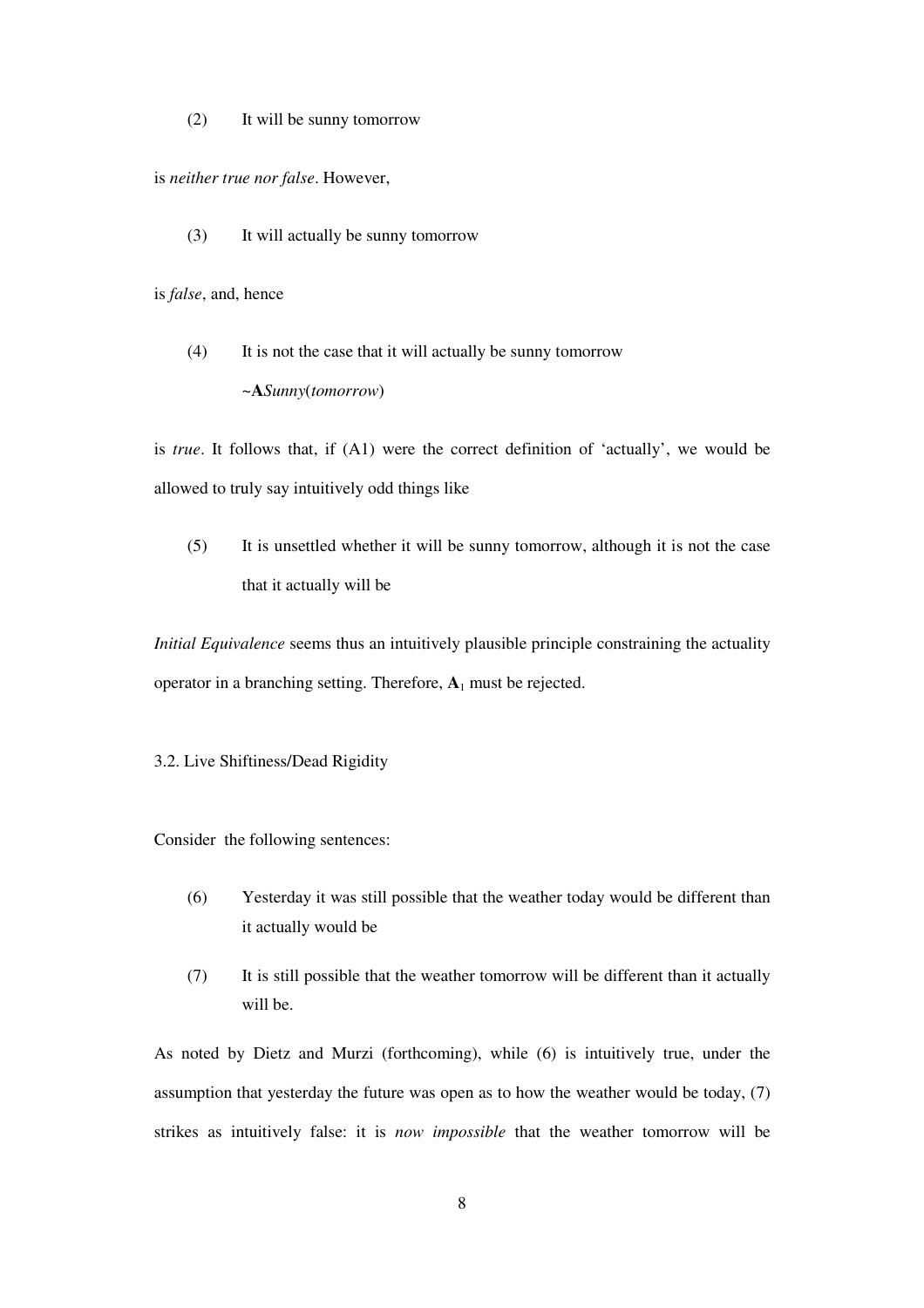(2) It will be sunny tomorrow

is *neither true nor false*. However,

(3) It will actually be sunny tomorrow

is *false*, and, hence

(4) It is not the case that it will actually be sunny tomorrow
~**A***Sunny*(*tomorrow*)

is *true*. It follows that, if (A1) were the correct definition of 'actually', we would be allowed to truly say intuitively odd things like

(5) It is unsettled whether it will be sunny tomorrow, although it is not the case that it actually will be

*Initial Equivalence* seems thus an intuitively plausible principle constraining the actuality operator in a branching setting. Therefore, $\mathbf{A}_1$ must be rejected.

### 3.2. Live Shiftiness/Dead Rigidity

Consider the following sentences:

(6) Yesterday it was still possible that the weather today would be different than it actually would be

(7) It is still possible that the weather tomorrow will be different than it actually will be.

As noted by Dietz and Murzi (forthcoming), while (6) is intuitively true, under the assumption that yesterday the future was open as to how the weather would be today, (7) strikes as intuitively false: it is *now impossible* that the weather tomorrow will be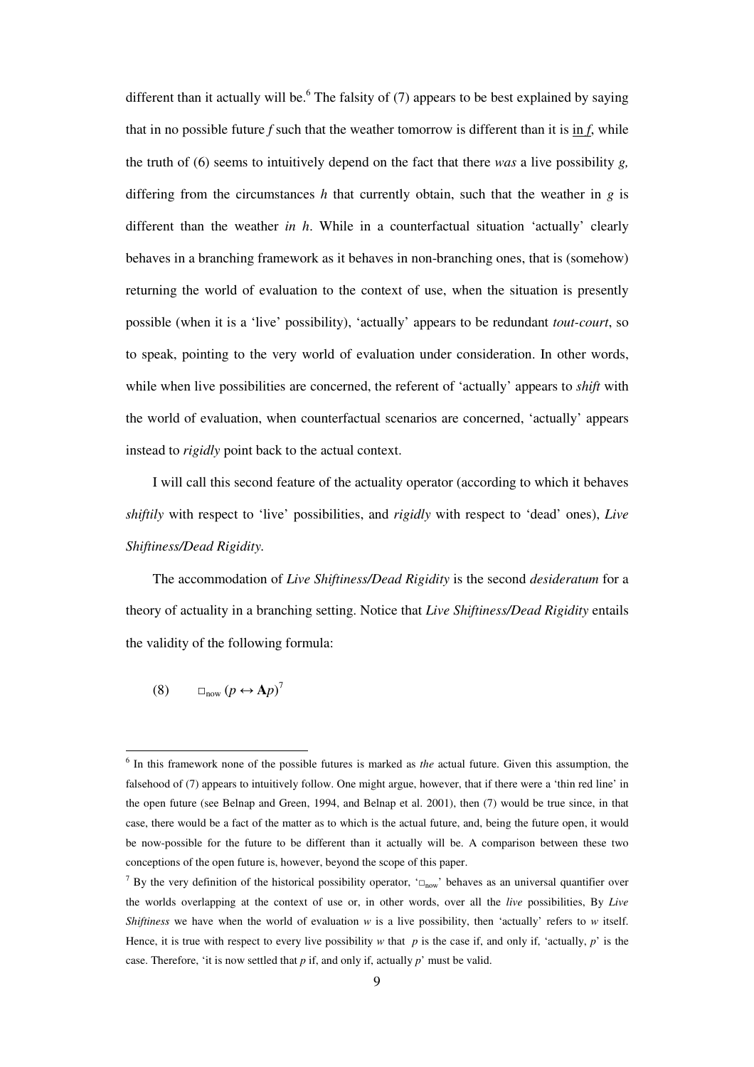different than it actually will be.[6] The falsity of (7) appears to be best explained by saying that in no possible future $f$ such that the weather tomorrow is different than it is <u>in $f$</u>, while the truth of (6) seems to intuitively depend on the fact that there *was* a live possibility $g$, differing from the circumstances $h$ that currently obtain, such that the weather in $g$ is different than the weather *in* $h$. While in a counterfactual situation 'actually' clearly behaves in a branching framework as it behaves in non-branching ones, that is (somehow) returning the world of evaluation to the context of use, when the situation is presently possible (when it is a 'live' possibility), 'actually' appears to be redundant *tout-court*, so to speak, pointing to the very world of evaluation under consideration. In other words, while when live possibilities are concerned, the referent of 'actually' appears to *shift* with the world of evaluation, when counterfactual scenarios are concerned, 'actually' appears instead to *rigidly* point back to the actual context.

I will call this second feature of the actuality operator (according to which it behaves *shiftily* with respect to 'live' possibilities, and *rigidly* with respect to 'dead' ones), *Live Shiftiness/Dead Rigidity.*

The accommodation of *Live Shiftiness/Dead Rigidity* is the second *desideratum* for a theory of actuality in a branching setting. Notice that *Live Shiftiness/Dead Rigidity* entails the validity of the following formula:

(8) $\quad \Box_{\text{now}}\, (p \leftrightarrow \mathbf{A}p)$[7]

---

[6] In this framework none of the possible futures is marked as *the* actual future. Given this assumption, the falsehood of (7) appears to intuitively follow. One might argue, however, that if there were a 'thin red line' in the open future (see Belnap and Green, 1994, and Belnap et al. 2001), then (7) would be true since, in that case, there would be a fact of the matter as to which is the actual future, and, being the future open, it would be now-possible for the future to be different than it actually will be. A comparison between these two conceptions of the open future is, however, beyond the scope of this paper.

[7] By the very definition of the historical possibility operator, '$\Box_{\text{now}}$' behaves as an universal quantifier over the worlds overlapping at the context of use or, in other words, over all the *live* possibilities, By *Live Shiftiness* we have when the world of evaluation $w$ is a live possibility, then 'actually' refers to $w$ itself. Hence, it is true with respect to every live possibility $w$ that $p$ is the case if, and only if, 'actually, $p$' is the case. Therefore, 'it is now settled that $p$ if, and only if, actually $p$' must be valid.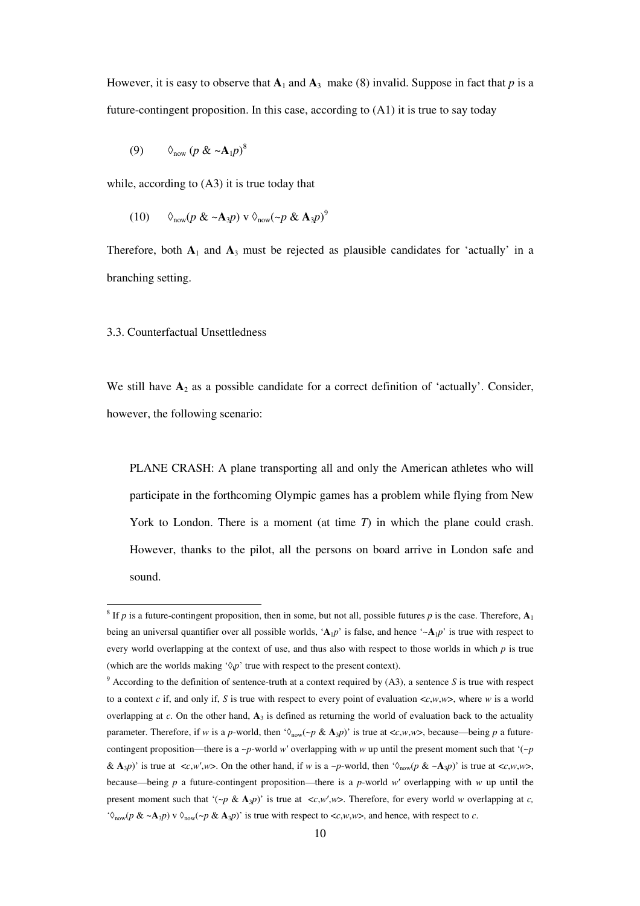However, it is easy to observe that $\mathbf{A}_1$ and $\mathbf{A}_3$ make (8) invalid. Suppose in fact that $p$ is a future-contingent proposition. In this case, according to (A1) it is true to say today

(9) $\Diamond_{now} (p \;\&\; {\sim}\mathbf{A}_1 p)$[8]

while, according to (A3) it is true today that

(10) $\Diamond_{now}(p \;\&\; {\sim}\mathbf{A}_3 p) \vee \Diamond_{now}({\sim}p \;\&\; \mathbf{A}_3 p)$[9]

Therefore, both $\mathbf{A}_1$ and $\mathbf{A}_3$ must be rejected as plausible candidates for 'actually' in a branching setting.

### 3.3. Counterfactual Unsettledness

We still have $\mathbf{A}_2$ as a possible candidate for a correct definition of 'actually'. Consider, however, the following scenario:

> PLANE CRASH: A plane transporting all and only the American athletes who will participate in the forthcoming Olympic games has a problem while flying from New York to London. There is a moment (at time $T$) in which the plane could crash. However, thanks to the pilot, all the persons on board arrive in London safe and sound.

---

[8] If $p$ is a future-contingent proposition, then in some, but not all, possible futures $p$ is the case. Therefore, $\mathbf{A}_1$ being an universal quantifier over all possible worlds, '$\mathbf{A}_1 p$' is false, and hence '${\sim}\mathbf{A}_1 p$' is true with respect to every world overlapping at the context of use, and thus also with respect to those worlds in which $p$ is true (which are the worlds making '$\Diamond_t p$' true with respect to the present context).

[9] According to the definition of sentence-truth at a context required by (A3), a sentence $S$ is true with respect to a context $c$ if, and only if, $S$ is true with respect to every point of evaluation $<c,w,w>$, where $w$ is a world overlapping at $c$. On the other hand, $\mathbf{A}_3$ is defined as returning the world of evaluation back to the actuality parameter. Therefore, if $w$ is a $p$-world, then '$\Diamond_{now}({\sim}p \;\&\; \mathbf{A}_3 p)$' is true at $<c,w,w>$, because—being $p$ a future-contingent proposition—there is a ${\sim}p$-world $w'$ overlapping with $w$ up until the present moment such that '$({\sim}p \;\&\; \mathbf{A}_3 p)$' is true at $<c,w',w>$. On the other hand, if $w$ is a ${\sim}p$-world, then '$\Diamond_{now}(p \;\&\; {\sim}\mathbf{A}_3 p)$' is true at $<c,w,w>$, because—being $p$ a future-contingent proposition—there is a $p$-world $w'$ overlapping with $w$ up until the present moment such that '$({\sim}p \;\&\; \mathbf{A}_3 p)$' is true at $<c,w',w>$. Therefore, for every world $w$ overlapping at $c$, '$\Diamond_{now}(p \;\&\; {\sim}\mathbf{A}_3 p) \vee \Diamond_{now}({\sim}p \;\&\; \mathbf{A}_3 p)$' is true with respect to $<c,w,w>$, and hence, with respect to $c$.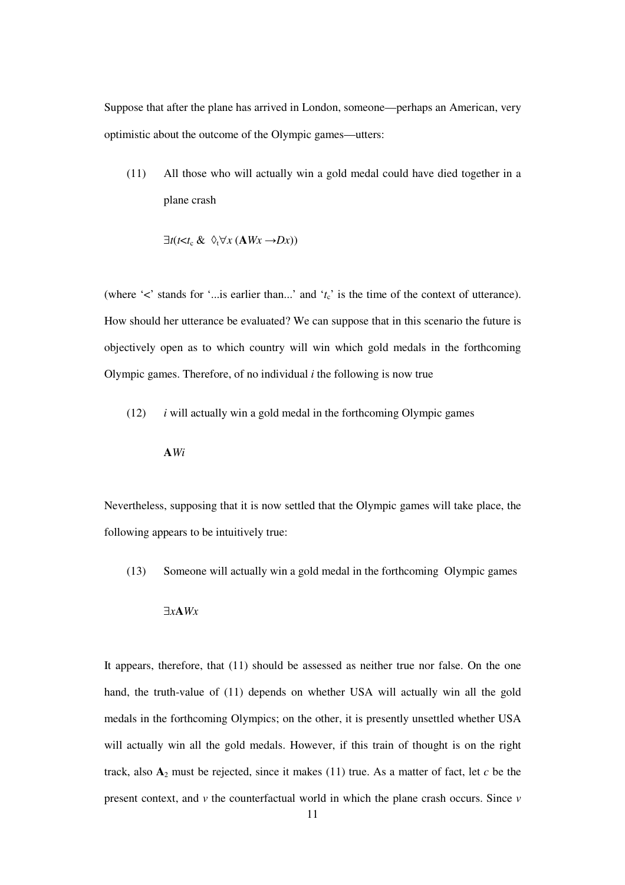Suppose that after the plane has arrived in London, someone—perhaps an American, very optimistic about the outcome of the Olympic games—utters:

(11) All those who will actually win a gold medal could have died together in a plane crash

$\exists t(t<t_c \;\&\; \Diamond_t \forall x\, (\mathbf{A}Wx \rightarrow Dx))$

(where '<' stands for '...is earlier than...' and '$t_c$' is the time of the context of utterance). How should her utterance be evaluated? We can suppose that in this scenario the future is objectively open as to which country will win which gold medals in the forthcoming Olympic games. Therefore, of no individual *i* the following is now true

(12) *i* will actually win a gold medal in the forthcoming Olympic games

$\mathbf{A}Wi$

Nevertheless, supposing that it is now settled that the Olympic games will take place, the following appears to be intuitively true:

(13) Someone will actually win a gold medal in the forthcoming Olympic games

$\exists x \mathbf{A}Wx$

It appears, therefore, that (11) should be assessed as neither true nor false. On the one hand, the truth-value of (11) depends on whether USA will actually win all the gold medals in the forthcoming Olympics; on the other, it is presently unsettled whether USA will actually win all the gold medals. However, if this train of thought is on the right track, also $\mathbf{A}_2$ must be rejected, since it makes (11) true. As a matter of fact, let *c* be the present context, and *v* the counterfactual world in which the plane crash occurs. Since *v*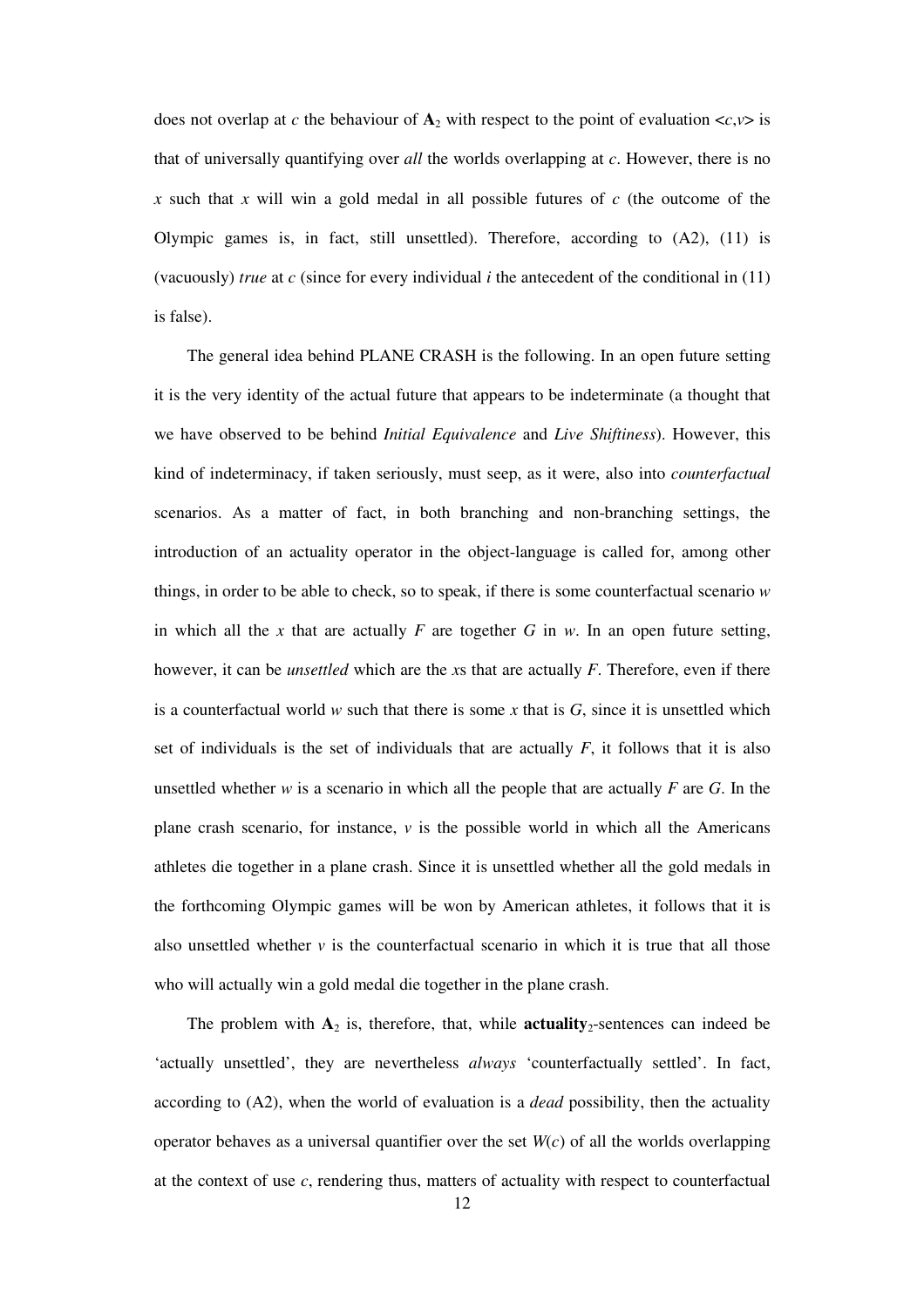does not overlap at $c$ the behaviour of $\mathbf{A}_2$ with respect to the point of evaluation $<c,v>$ is that of universally quantifying over *all* the worlds overlapping at $c$. However, there is no $x$ such that $x$ will win a gold medal in all possible futures of $c$ (the outcome of the Olympic games is, in fact, still unsettled). Therefore, according to (A2), (11) is (vacuously) *true* at $c$ (since for every individual $i$ the antecedent of the conditional in (11) is false).

The general idea behind PLANE CRASH is the following. In an open future setting it is the very identity of the actual future that appears to be indeterminate (a thought that we have observed to be behind *Initial Equivalence* and *Live Shiftiness*). However, this kind of indeterminacy, if taken seriously, must seep, as it were, also into *counterfactual* scenarios. As a matter of fact, in both branching and non-branching settings, the introduction of an actuality operator in the object-language is called for, among other things, in order to be able to check, so to speak, if there is some counterfactual scenario $w$ in which all the $x$ that are actually $F$ are together $G$ in $w$. In an open future setting, however, it can be *unsettled* which are the $x$s that are actually $F$. Therefore, even if there is a counterfactual world $w$ such that there is some $x$ that is $G$, since it is unsettled which set of individuals is the set of individuals that are actually $F$, it follows that it is also unsettled whether $w$ is a scenario in which all the people that are actually $F$ are $G$. In the plane crash scenario, for instance, $v$ is the possible world in which all the Americans athletes die together in a plane crash. Since it is unsettled whether all the gold medals in the forthcoming Olympic games will be won by American athletes, it follows that it is also unsettled whether $v$ is the counterfactual scenario in which it is true that all those who will actually win a gold medal die together in the plane crash.

The problem with $\mathbf{A}_2$ is, therefore, that, while **actuality**$_2$-sentences can indeed be 'actually unsettled', they are nevertheless *always* 'counterfactually settled'. In fact, according to (A2), when the world of evaluation is a *dead* possibility, then the actuality operator behaves as a universal quantifier over the set $W(c)$ of all the worlds overlapping at the context of use $c$, rendering thus, matters of actuality with respect to counterfactual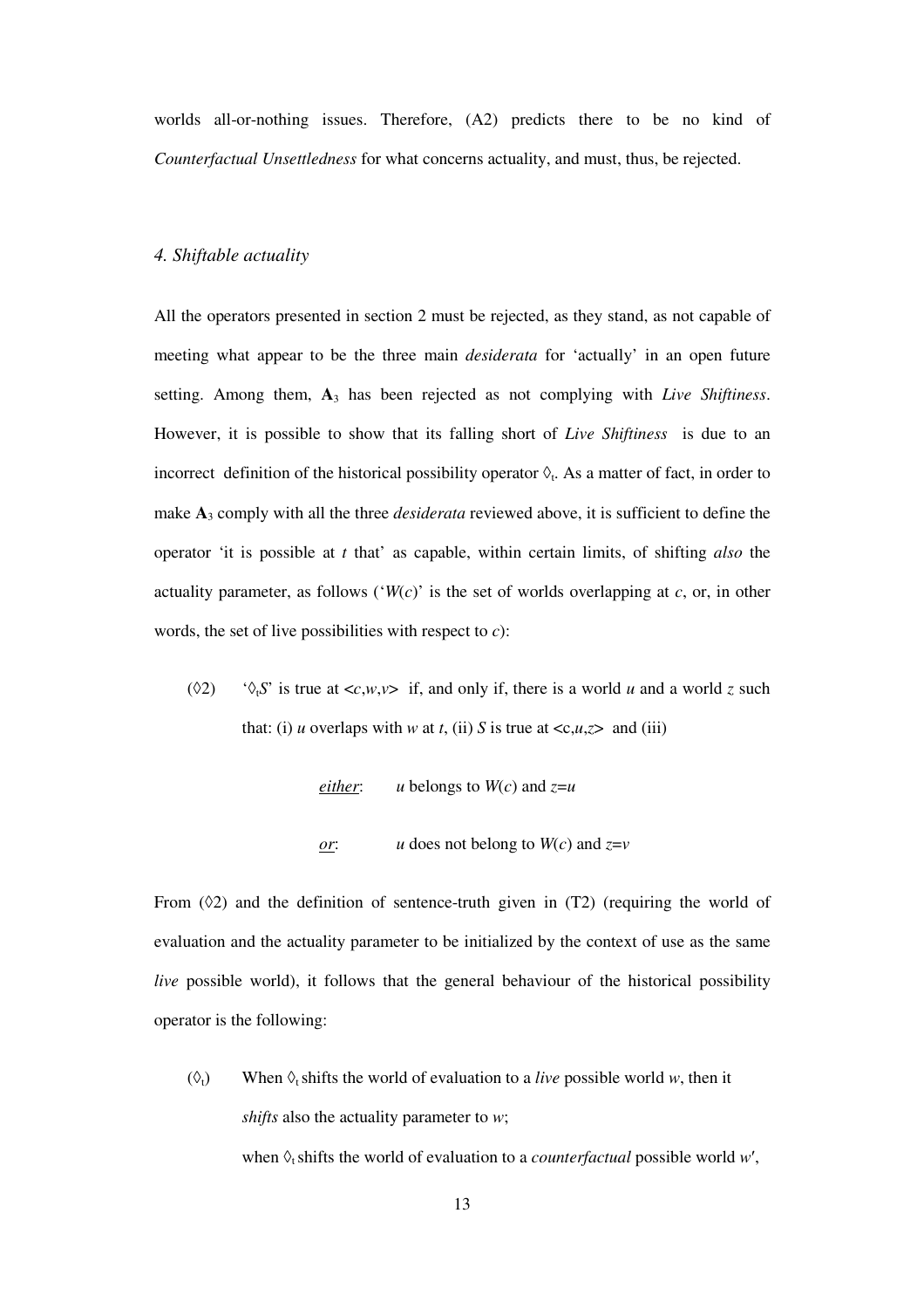worlds all-or-nothing issues. Therefore, (A2) predicts there to be no kind of *Counterfactual Unsettledness* for what concerns actuality, and must, thus, be rejected.

### *4. Shiftable actuality*

All the operators presented in section 2 must be rejected, as they stand, as not capable of meeting what appear to be the three main *desiderata* for 'actually' in an open future setting. Among them, $\mathbf{A}_3$ has been rejected as not complying with *Live Shiftiness*. However, it is possible to show that its falling short of *Live Shiftiness* is due to an incorrect definition of the historical possibility operator $\lozenge_t$. As a matter of fact, in order to make $\mathbf{A}_3$ comply with all the three *desiderata* reviewed above, it is sufficient to define the operator 'it is possible at *t* that' as capable, within certain limits, of shifting *also* the actuality parameter, as follows ('$W(c)$' is the set of worlds overlapping at *c*, or, in other words, the set of live possibilities with respect to *c*):

($\lozenge$2) '$\lozenge_t S$' is true at $<c,w,v>$ if, and only if, there is a world *u* and a world *z* such that: (i) *u* overlaps with *w* at *t*, (ii) *S* is true at $<c,u,z>$ and (iii)

*either*: *u* belongs to $W(c)$ and $z=u$

*or*: *u* does not belong to $W(c)$ and $z=v$

From ($\lozenge$2) and the definition of sentence-truth given in (T2) (requiring the world of evaluation and the actuality parameter to be initialized by the context of use as the same *live* possible world), it follows that the general behaviour of the historical possibility operator is the following:

($\lozenge_t$) When $\lozenge_t$ shifts the world of evaluation to a *live* possible world *w*, then it *shifts* also the actuality parameter to *w*;

when $\lozenge_t$ shifts the world of evaluation to a *counterfactual* possible world $w'$,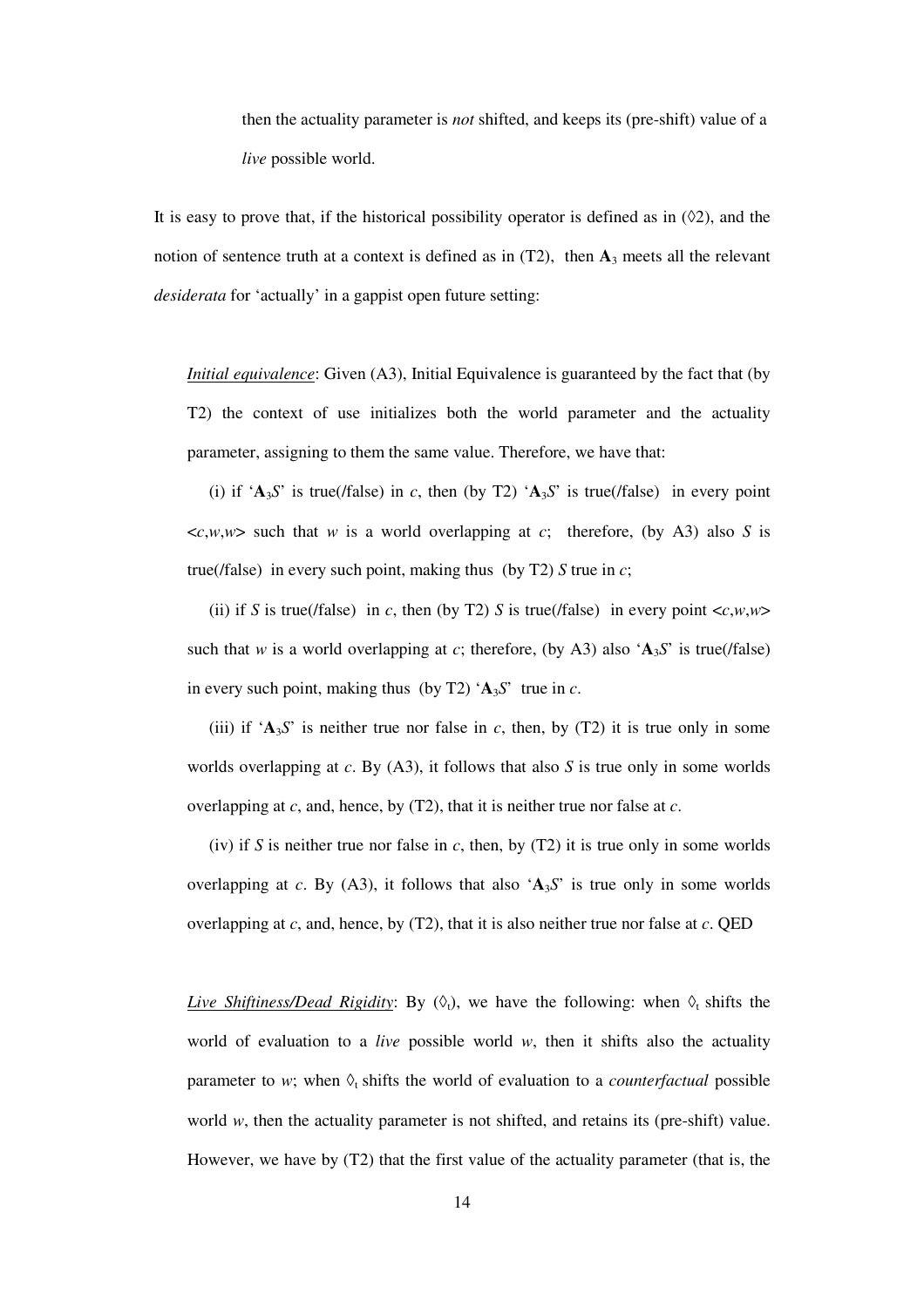then the actuality parameter is *not* shifted, and keeps its (pre-shift) value of a *live* possible world.

It is easy to prove that, if the historical possibility operator is defined as in (◊2), and the notion of sentence truth at a context is defined as in (T2), then $\mathbf{A}_3$ meets all the relevant *desiderata* for 'actually' in a gappist open future setting:

> Initial equivalence: Given (A3), Initial Equivalence is guaranteed by the fact that (by T2) the context of use initializes both the world parameter and the actuality parameter, assigning to them the same value. Therefore, we have that:
>
> (i) if '$\mathbf{A}_3S$' is true(/false) in $c$, then (by T2) '$\mathbf{A}_3S$' is true(/false) in every point $<c,w,w>$ such that $w$ is a world overlapping at $c$; therefore, (by A3) also $S$ is true(/false) in every such point, making thus (by T2) $S$ true in $c$;
>
> (ii) if $S$ is true(/false) in $c$, then (by T2) $S$ is true(/false) in every point $<c,w,w>$ such that $w$ is a world overlapping at $c$; therefore, (by A3) also '$\mathbf{A}_3S$' is true(/false) in every such point, making thus (by T2) '$\mathbf{A}_3S$' true in $c$.
>
> (iii) if '$\mathbf{A}_3S$' is neither true nor false in $c$, then, by (T2) it is true only in some worlds overlapping at $c$. By (A3), it follows that also $S$ is true only in some worlds overlapping at $c$, and, hence, by (T2), that it is neither true nor false at $c$.
>
> (iv) if $S$ is neither true nor false in $c$, then, by (T2) it is true only in some worlds overlapping at $c$. By (A3), it follows that also '$\mathbf{A}_3S$' is true only in some worlds overlapping at $c$, and, hence, by (T2), that it is also neither true nor false at $c$. QED
>
> Live Shiftiness/Dead Rigidity: By ($\lozenge_t$), we have the following: when $\lozenge_t$ shifts the world of evaluation to a *live* possible world $w$, then it shifts also the actuality parameter to $w$; when $\lozenge_t$ shifts the world of evaluation to a *counterfactual* possible world $w$, then the actuality parameter is not shifted, and retains its (pre-shift) value. However, we have by (T2) that the first value of the actuality parameter (that is, the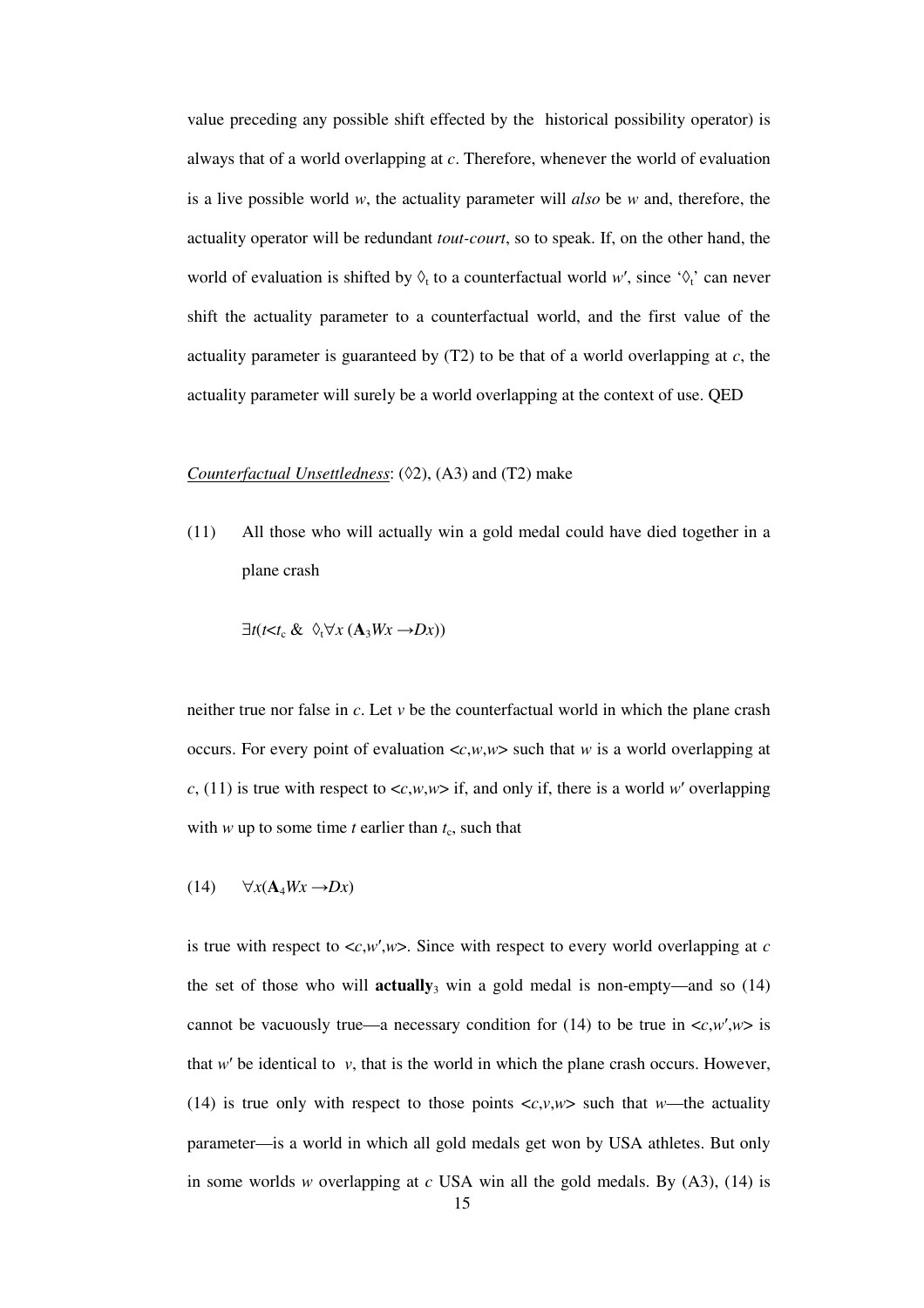value preceding any possible shift effected by the historical possibility operator) is always that of a world overlapping at $c$. Therefore, whenever the world of evaluation is a live possible world $w$, the actuality parameter will *also* be $w$ and, therefore, the actuality operator will be redundant *tout-court*, so to speak. If, on the other hand, the world of evaluation is shifted by $\Diamond_t$ to a counterfactual world $w'$, since '$\Diamond_t$' can never shift the actuality parameter to a counterfactual world, and the first value of the actuality parameter is guaranteed by (T2) to be that of a world overlapping at $c$, the actuality parameter will surely be a world overlapping at the context of use. QED

<u>*Counterfactual Unsettledness*</u>: ($\Diamond$2), (A3) and (T2) make

(11) All those who will actually win a gold medal could have died together in a plane crash

$\exists t(t<t_c \ \& \ \Diamond_t \forall x\, (\mathbf{A}_3 Wx \rightarrow Dx))$

neither true nor false in $c$. Let $v$ be the counterfactual world in which the plane crash occurs. For every point of evaluation $<c,w,w>$ such that $w$ is a world overlapping at $c$, (11) is true with respect to $<c,w,w>$ if, and only if, there is a world $w'$ overlapping with $w$ up to some time $t$ earlier than $t_c$, such that

(14) $\forall x(\mathbf{A}_4 Wx \rightarrow Dx)$

is true with respect to $<c,w',w>$. Since with respect to every world overlapping at $c$ the set of those who will **actually**$_3$ win a gold medal is non-empty—and so (14) cannot be vacuously true—a necessary condition for (14) to be true in $<c,w',w>$ is that $w'$ be identical to $v$, that is the world in which the plane crash occurs. However, (14) is true only with respect to those points $<c,v,w>$ such that $w$—the actuality parameter—is a world in which all gold medals get won by USA athletes. But only in some worlds $w$ overlapping at $c$ USA win all the gold medals. By (A3), (14) is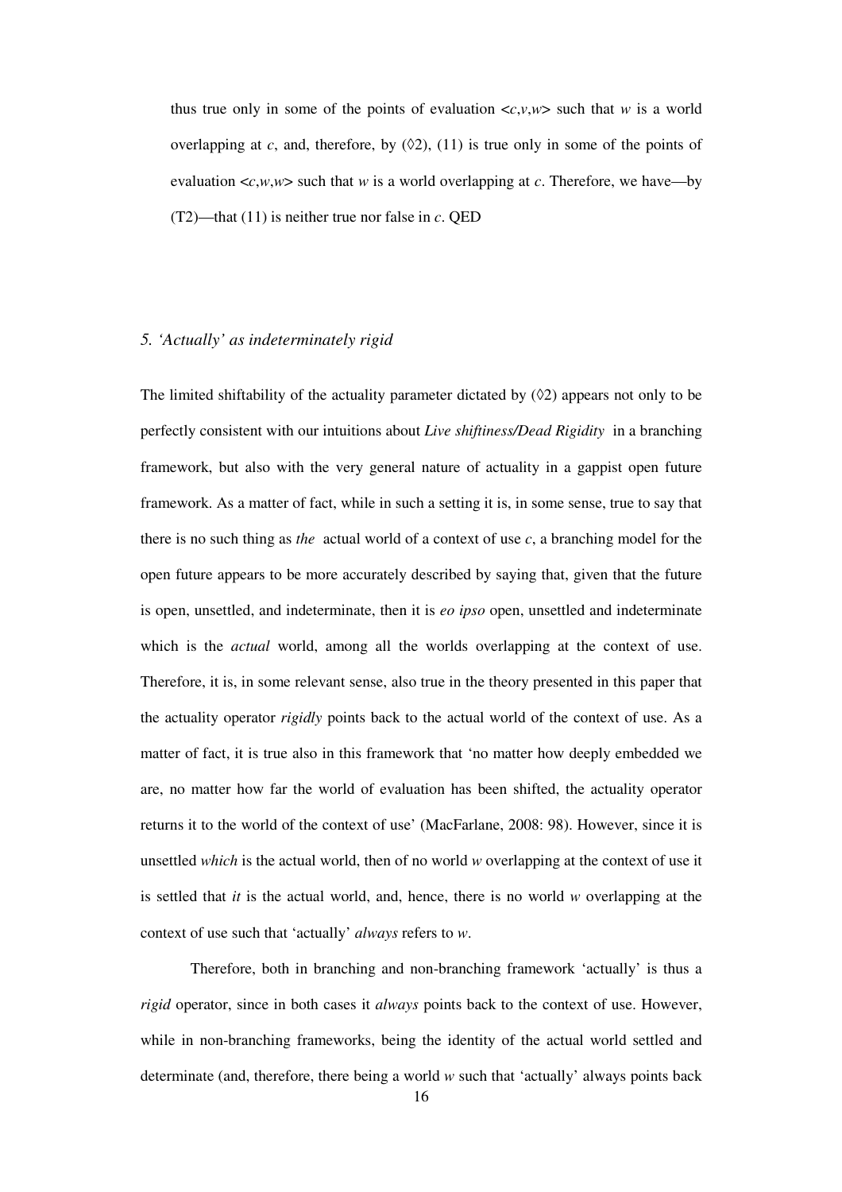thus true only in some of the points of evaluation $<c,v,w>$ such that $w$ is a world overlapping at $c$, and, therefore, by (◊2), (11) is true only in some of the points of evaluation $<c,w,w>$ such that $w$ is a world overlapping at $c$. Therefore, we have—by (T2)—that (11) is neither true nor false in $c$. QED

### *5. 'Actually' as indeterminately rigid*

The limited shiftability of the actuality parameter dictated by (◊2) appears not only to be perfectly consistent with our intuitions about *Live shiftiness/Dead Rigidity* in a branching framework, but also with the very general nature of actuality in a gappist open future framework. As a matter of fact, while in such a setting it is, in some sense, true to say that there is no such thing as *the* actual world of a context of use $c$, a branching model for the open future appears to be more accurately described by saying that, given that the future is open, unsettled, and indeterminate, then it is *eo ipso* open, unsettled and indeterminate which is the *actual* world, among all the worlds overlapping at the context of use. Therefore, it is, in some relevant sense, also true in the theory presented in this paper that the actuality operator *rigidly* points back to the actual world of the context of use. As a matter of fact, it is true also in this framework that 'no matter how deeply embedded we are, no matter how far the world of evaluation has been shifted, the actuality operator returns it to the world of the context of use' (MacFarlane, 2008: 98). However, since it is unsettled *which* is the actual world, then of no world $w$ overlapping at the context of use it is settled that *it* is the actual world, and, hence, there is no world $w$ overlapping at the context of use such that 'actually' *always* refers to $w$.

Therefore, both in branching and non-branching framework 'actually' is thus a *rigid* operator, since in both cases it *always* points back to the context of use. However, while in non-branching frameworks, being the identity of the actual world settled and determinate (and, therefore, there being a world $w$ such that 'actually' always points back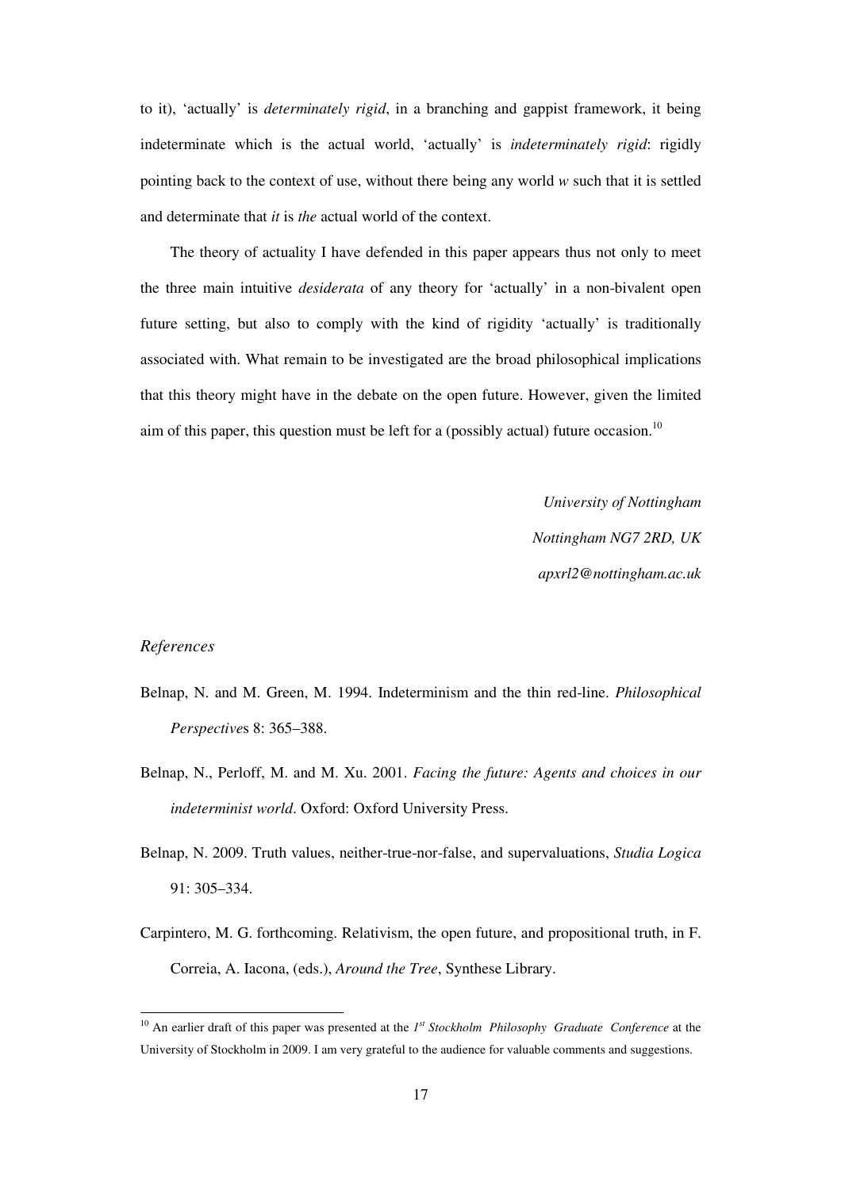to it), 'actually' is *determinately rigid*, in a branching and gappist framework, it being indeterminate which is the actual world, 'actually' is *indeterminately rigid*: rigidly pointing back to the context of use, without there being any world *w* such that it is settled and determinate that *it* is *the* actual world of the context.

The theory of actuality I have defended in this paper appears thus not only to meet the three main intuitive *desiderata* of any theory for 'actually' in a non-bivalent open future setting, but also to comply with the kind of rigidity 'actually' is traditionally associated with. What remain to be investigated are the broad philosophical implications that this theory might have in the debate on the open future. However, given the limited aim of this paper, this question must be left for a (possibly actual) future occasion.[10]

*University of Nottingham*
*Nottingham NG7 2RD, UK*
*apxrl2@nottingham.ac.uk*

## *References*

Belnap, N. and M. Green, M. 1994. Indeterminism and the thin red-line. *Philosophical Perspectives* 8: 365–388.

Belnap, N., Perloff, M. and M. Xu. 2001. *Facing the future: Agents and choices in our indeterminist world*. Oxford: Oxford University Press.

Belnap, N. 2009. Truth values, neither-true-nor-false, and supervaluations, *Studia Logica* 91: 305–334.

Carpintero, M. G. forthcoming. Relativism, the open future, and propositional truth, in F. Correia, A. Iacona, (eds.), *Around the Tree*, Synthese Library.

---

[10] An earlier draft of this paper was presented at the *1st Stockholm Philosophy Graduate Conference* at the University of Stockholm in 2009. I am very grateful to the audience for valuable comments and suggestions.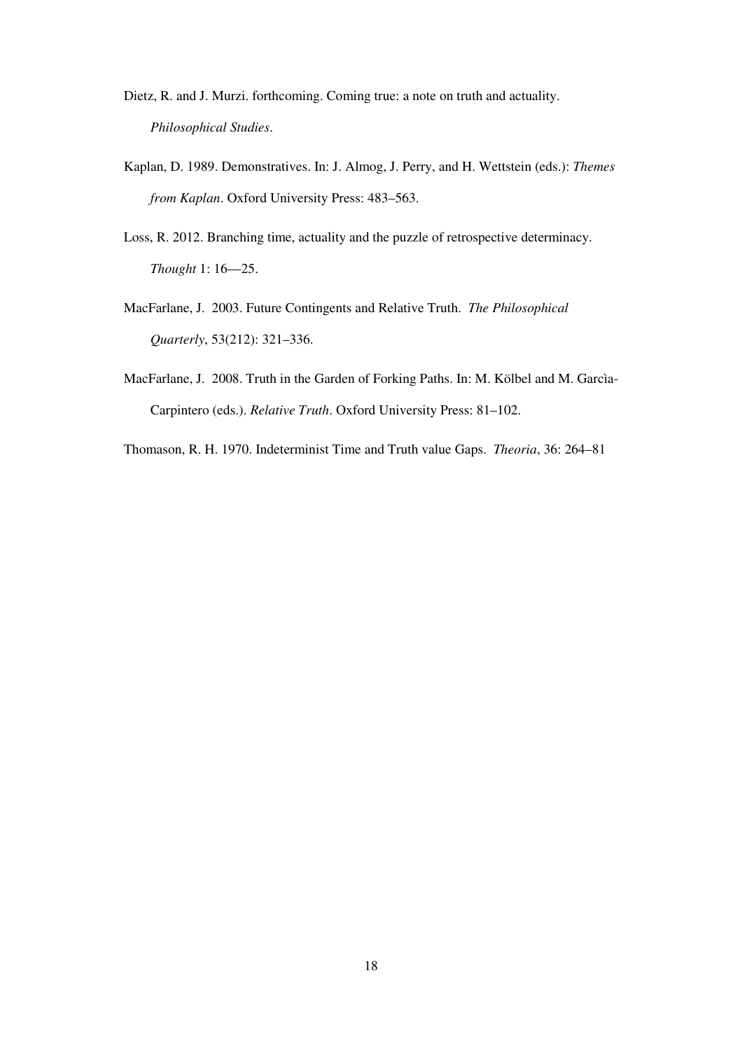Dietz, R. and J. Murzi. forthcoming. Coming true: a note on truth and actuality. *Philosophical Studies*.

Kaplan, D. 1989. Demonstratives. In: J. Almog, J. Perry, and H. Wettstein (eds.): *Themes from Kaplan*. Oxford University Press: 483–563.

Loss, R. 2012. Branching time, actuality and the puzzle of retrospective determinacy. *Thought* 1: 16—25.

MacFarlane, J. 2003. Future Contingents and Relative Truth. *The Philosophical Quarterly*, 53(212): 321–336.

MacFarlane, J. 2008. Truth in the Garden of Forking Paths. In: M. Kölbel and M. Garcìa-Carpintero (eds.). *Relative Truth*. Oxford University Press: 81–102.

Thomason, R. H. 1970. Indeterminist Time and Truth value Gaps. *Theoria*, 36: 264–81